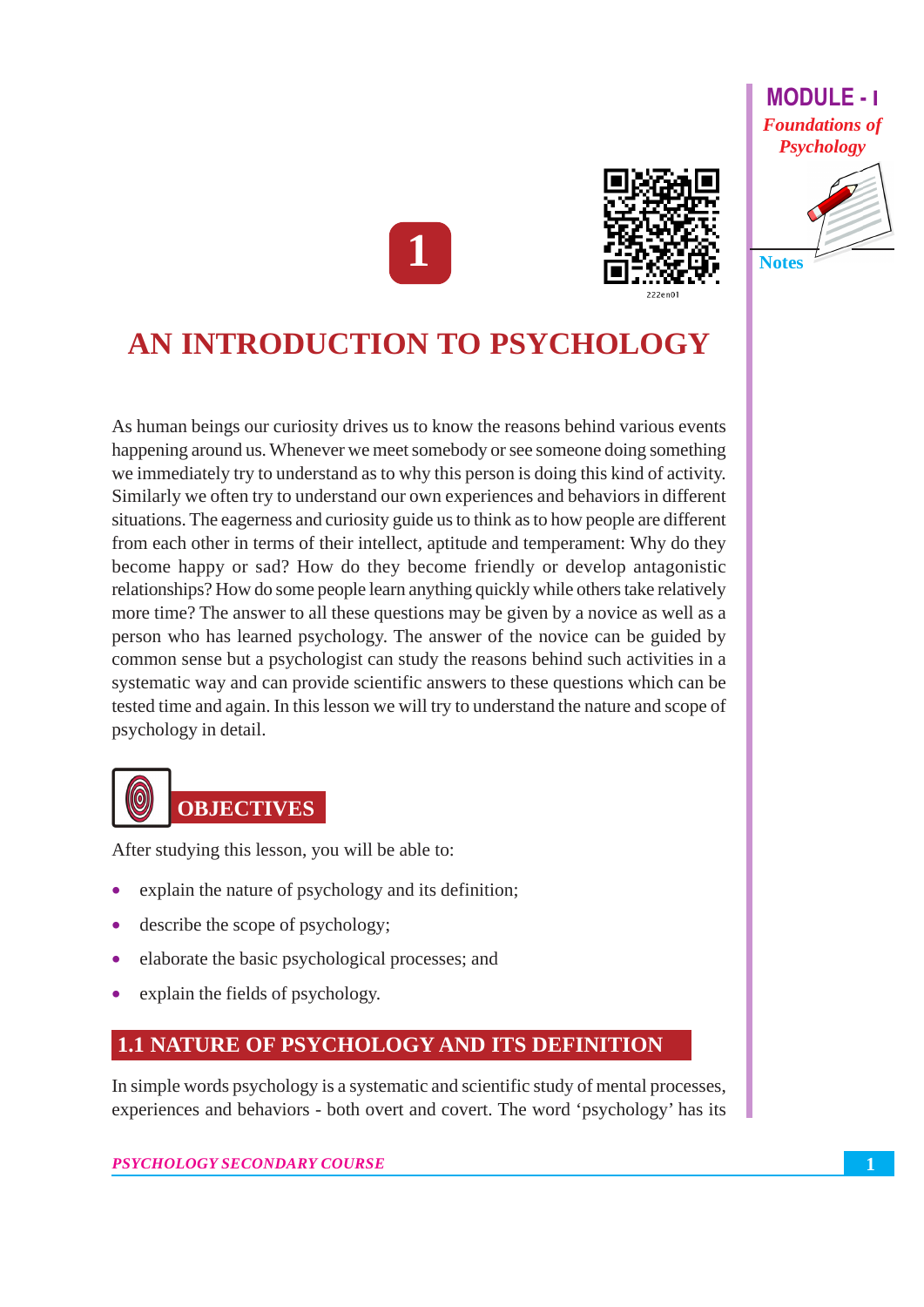# 1

# AN INTRODUCTION TO PSYCHOLOGY

As human beings our curiosity drives us to know the reasons behind various events happening around us. Whenever we meet somebody or see someone doing something we immediately try to understand as to why this person is doing this kind of activity. Similarly we often try to understand our own experiences and behaviors in different situations. The eagerness and curiosity guide us to think as to how people are different from each other in terms of their intellect, aptitude and temperament: Why do they become happy or sad? How do they become friendly or develop antagonistic relationships? How do some people learn anything quickly while others take relatively more time? The answer to all these questions may be given by a novice as well as a person who has learned psychology. The answer of the novice can be guided by common sense but a psychologist can study the reasons behind such activities in a systematic way and can provide scientific answers to these questions which can be tested time and again. In this lesson we will try to understand the nature and scope of psychology in detail.

## OBJECTIVES

After studying this lesson, you will be able to:

- explain the nature of psychology and its definition;
- describe the scope of psychology;
- elaborate the basic psychological processes; and
- explain the fields of psychology.

## 1.1 NATURE OF PSYCHOLOGY AND ITS DEFINITION

In simple words psychology is a systematic and scientific study of mental processes, experiences and behaviors - both overt and covert. The word 'psychology' has its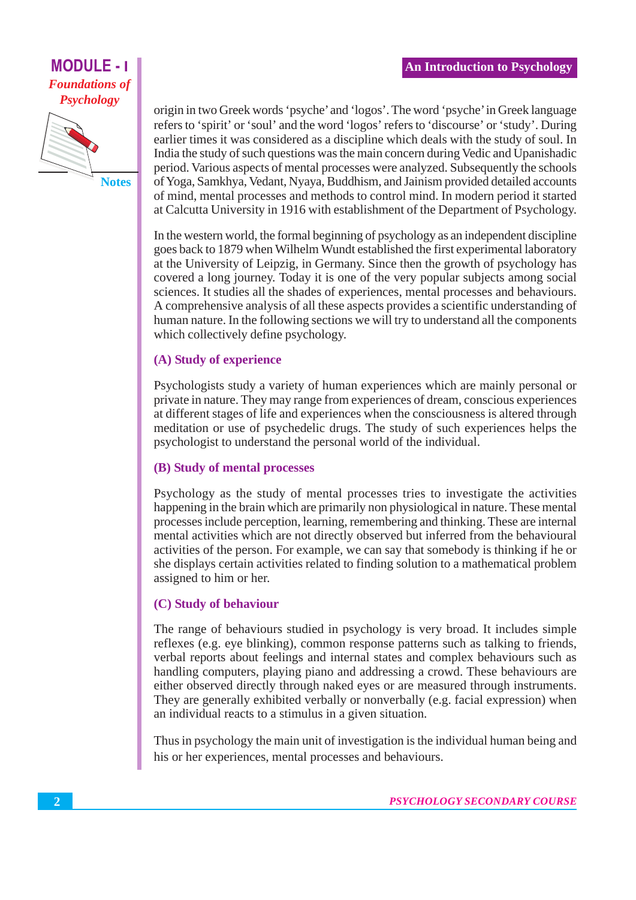origin in two Greek words 'psyche' and 'logos'. The word 'psyche' in Greek language refers to 'spirit' or 'soul' and the word 'logos' refers to 'discourse' or 'study'. During earlier times it was considered as a discipline which deals with the study of soul. In India the study of such questions was the main concern during Vedic and Upanishadic period. Various aspects of mental processes were analyzed. Subsequently the schools of Yoga, Samkhya, Vedant, Nyaya, Buddhism, and Jainism provided detailed accounts of mind, mental processes and methods to control mind. In modern period it started at Calcutta University in 1916 with establishment of the Department of Psychology.

In the western world, the formal beginning of psychology as an independent discipline goes back to 1879 when Wilhelm Wundt established the first experimental laboratory at the University of Leipzig, in Germany. Since then the growth of psychology has covered a long journey. Today it is one of the very popular subjects among social sciences. It studies all the shades of experiences, mental processes and behaviours. A comprehensive analysis of all these aspects provides a scientific understanding of human nature. In the following sections we will try to understand all the components which collectively define psychology.

### (A) Study of experience

Psychologists study a variety of human experiences which are mainly personal or private in nature. They may range from experiences of dream, conscious experiences at different stages of life and experiences when the consciousness is altered through meditation or use of psychedelic drugs. The study of such experiences helps the psychologist to understand the personal world of the individual.

### (B) Study of mental processes

Psychology as the study of mental processes tries to investigate the activities happening in the brain which are primarily non physiological in nature. These mental processes include perception, learning, remembering and thinking. These are internal mental activities which are not directly observed but inferred from the behavioural activities of the person. For example, we can say that somebody is thinking if he or she displays certain activities related to finding solution to a mathematical problem assigned to him or her.

### (C) Study of behaviour

The range of behaviours studied in psychology is very broad. It includes simple reflexes (e.g. eye blinking), common response patterns such as talking to friends, verbal reports about feelings and internal states and complex behaviours such as handling computers, playing piano and addressing a crowd. These behaviours are either observed directly through naked eyes or are measured through instruments. They are generally exhibited verbally or nonverbally (e.g. facial expression) when an individual reacts to a stimulus in a given situation.

Thus in psychology the main unit of investigation is the individual human being and his or her experiences, mental processes and behaviours.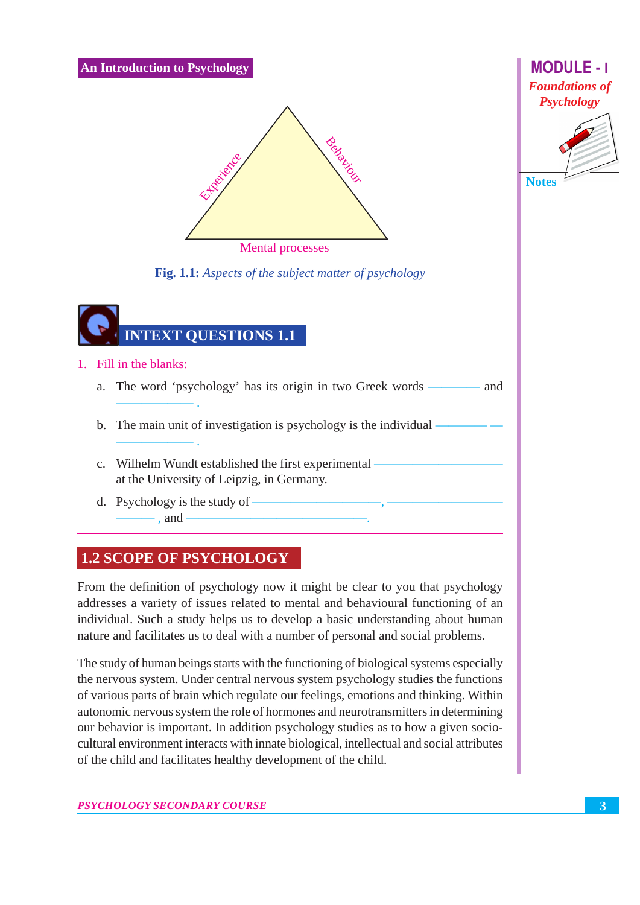Experience

Behaviour

Mental processes

**Fig. 1.1:** *Aspects of the subject matter of psychology*

## INTEXT QUESTIONS 1.1

1. Fill in the blanks:

   a. The word 'psychology' has its origin in two Greek words ________ and ________.

   b. The main unit of investigation is psychology is the individual ________ ________.

   c. Wilhelm Wundt established the first experimental ________ at the University of Leipzig, in Germany.

   d. Psychology is the study of ________, ________, ________, and ________.

## 1.2 SCOPE OF PSYCHOLOGY

From the definition of psychology now it might be clear to you that psychology addresses a variety of issues related to mental and behavioural functioning of an individual. Such a study helps us to develop a basic understanding about human nature and facilitates us to deal with a number of personal and social problems.

The study of human beings starts with the functioning of biological systems especially the nervous system. Under central nervous system psychology studies the functions of various parts of brain which regulate our feelings, emotions and thinking. Within autonomic nervous system the role of hormones and neurotransmitters in determining our behavior is important. In addition psychology studies as to how a given socio-cultural environment interacts with innate biological, intellectual and social attributes of the child and facilitates healthy development of the child.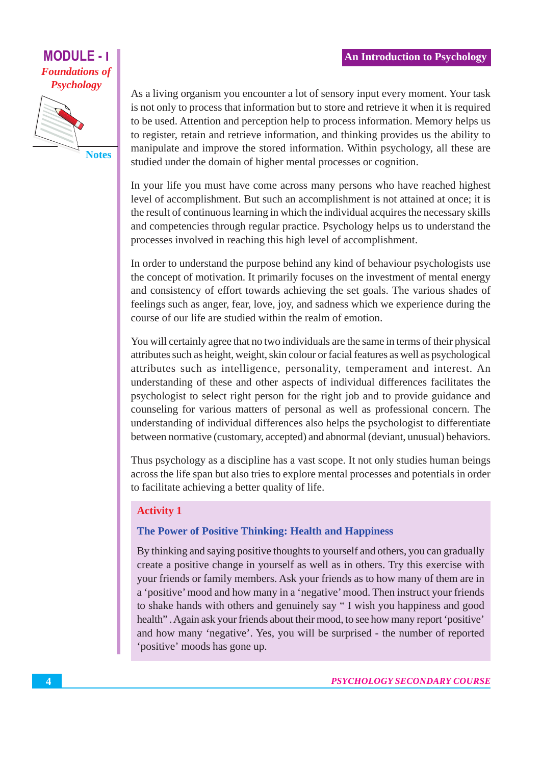As a living organism you encounter a lot of sensory input every moment. Your task is not only to process that information but to store and retrieve it when it is required to be used. Attention and perception help to process information. Memory helps us to register, retain and retrieve information, and thinking provides us the ability to manipulate and improve the stored information. Within psychology, all these are studied under the domain of higher mental processes or cognition.

In your life you must have come across many persons who have reached highest level of accomplishment. But such an accomplishment is not attained at once; it is the result of continuous learning in which the individual acquires the necessary skills and competencies through regular practice. Psychology helps us to understand the processes involved in reaching this high level of accomplishment.

In order to understand the purpose behind any kind of behaviour psychologists use the concept of motivation. It primarily focuses on the investment of mental energy and consistency of effort towards achieving the set goals. The various shades of feelings such as anger, fear, love, joy, and sadness which we experience during the course of our life are studied within the realm of emotion.

You will certainly agree that no two individuals are the same in terms of their physical attributes such as height, weight, skin colour or facial features as well as psychological attributes such as intelligence, personality, temperament and interest. An understanding of these and other aspects of individual differences facilitates the psychologist to select right person for the right job and to provide guidance and counseling for various matters of personal as well as professional concern. The understanding of individual differences also helps the psychologist to differentiate between normative (customary, accepted) and abnormal (deviant, unusual) behaviors.

Thus psychology as a discipline has a vast scope. It not only studies human beings across the life span but also tries to explore mental processes and potentials in order to facilitate achieving a better quality of life.

### Activity 1

**The Power of Positive Thinking: Health and Happiness**

By thinking and saying positive thoughts to yourself and others, you can gradually create a positive change in yourself as well as in others. Try this exercise with your friends or family members. Ask your friends as to how many of them are in a 'positive' mood and how many in a 'negative' mood. Then instruct your friends to shake hands with others and genuinely say " I wish you happiness and good health" . Again ask your friends about their mood, to see how many report 'positive' and how many 'negative'. Yes, you will be surprised - the number of reported 'positive' moods has gone up.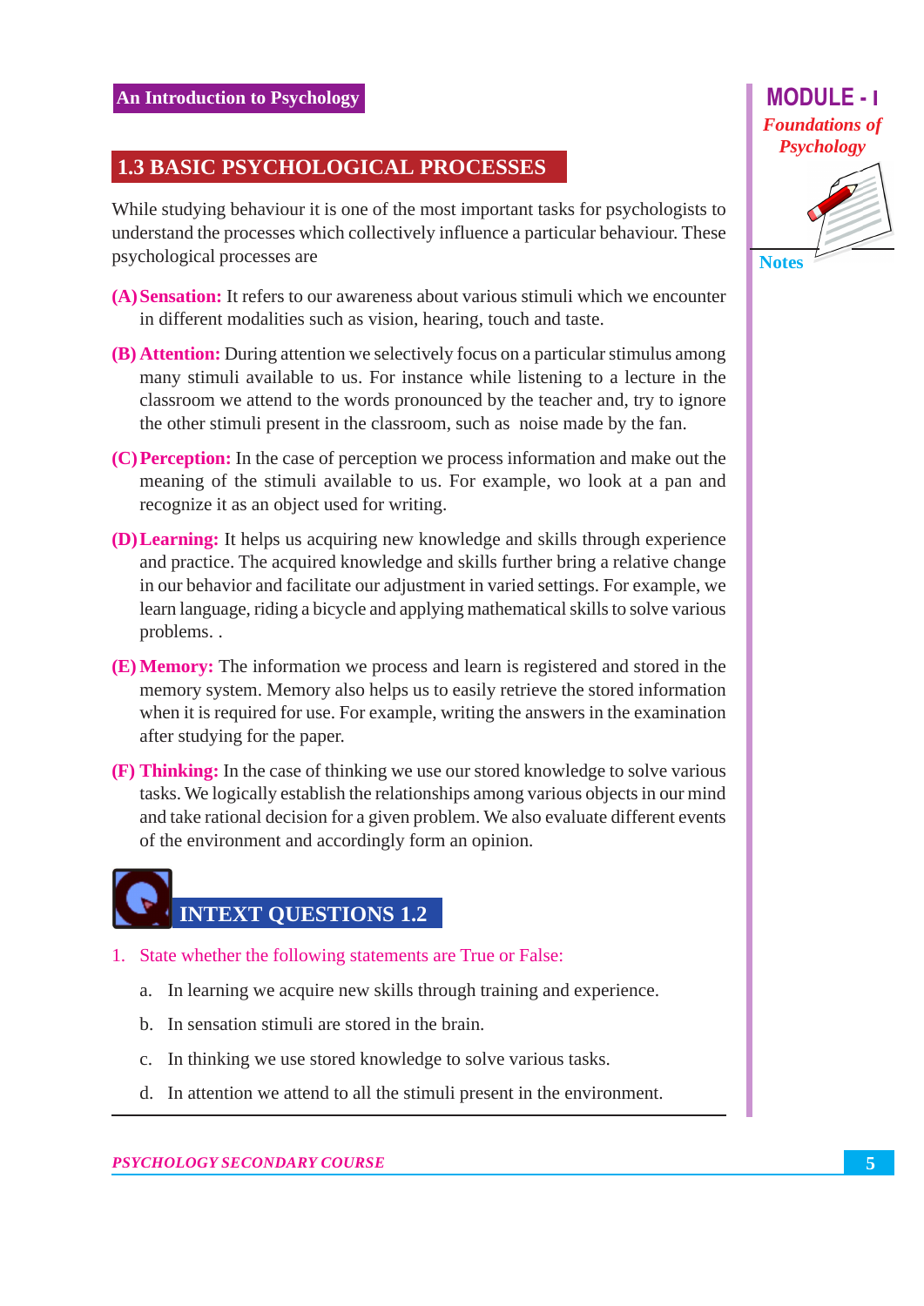## 1.3 BASIC PSYCHOLOGICAL PROCESSES

While studying behaviour it is one of the most important tasks for psychologists to understand the processes which collectively influence a particular behaviour. These psychological processes are

**(A) Sensation:** It refers to our awareness about various stimuli which we encounter in different modalities such as vision, hearing, touch and taste.

**(B) Attention:** During attention we selectively focus on a particular stimulus among many stimuli available to us. For instance while listening to a lecture in the classroom we attend to the words pronounced by the teacher and, try to ignore the other stimuli present in the classroom, such as noise made by the fan.

**(C) Perception:** In the case of perception we process information and make out the meaning of the stimuli available to us. For example, wo look at a pan and recognize it as an object used for writing.

**(D) Learning:** It helps us acquiring new knowledge and skills through experience and practice. The acquired knowledge and skills further bring a relative change in our behavior and facilitate our adjustment in varied settings. For example, we learn language, riding a bicycle and applying mathematical skills to solve various problems. .

**(E) Memory:** The information we process and learn is registered and stored in the memory system. Memory also helps us to easily retrieve the stored information when it is required for use. For example, writing the answers in the examination after studying for the paper.

**(F) Thinking:** In the case of thinking we use our stored knowledge to solve various tasks. We logically establish the relationships among various objects in our mind and take rational decision for a given problem. We also evaluate different events of the environment and accordingly form an opinion.

## INTEXT QUESTIONS 1.2

1. State whether the following statements are True or False:

   a. In learning we acquire new skills through training and experience.

   b. In sensation stimuli are stored in the brain.

   c. In thinking we use stored knowledge to solve various tasks.

   d. In attention we attend to all the stimuli present in the environment.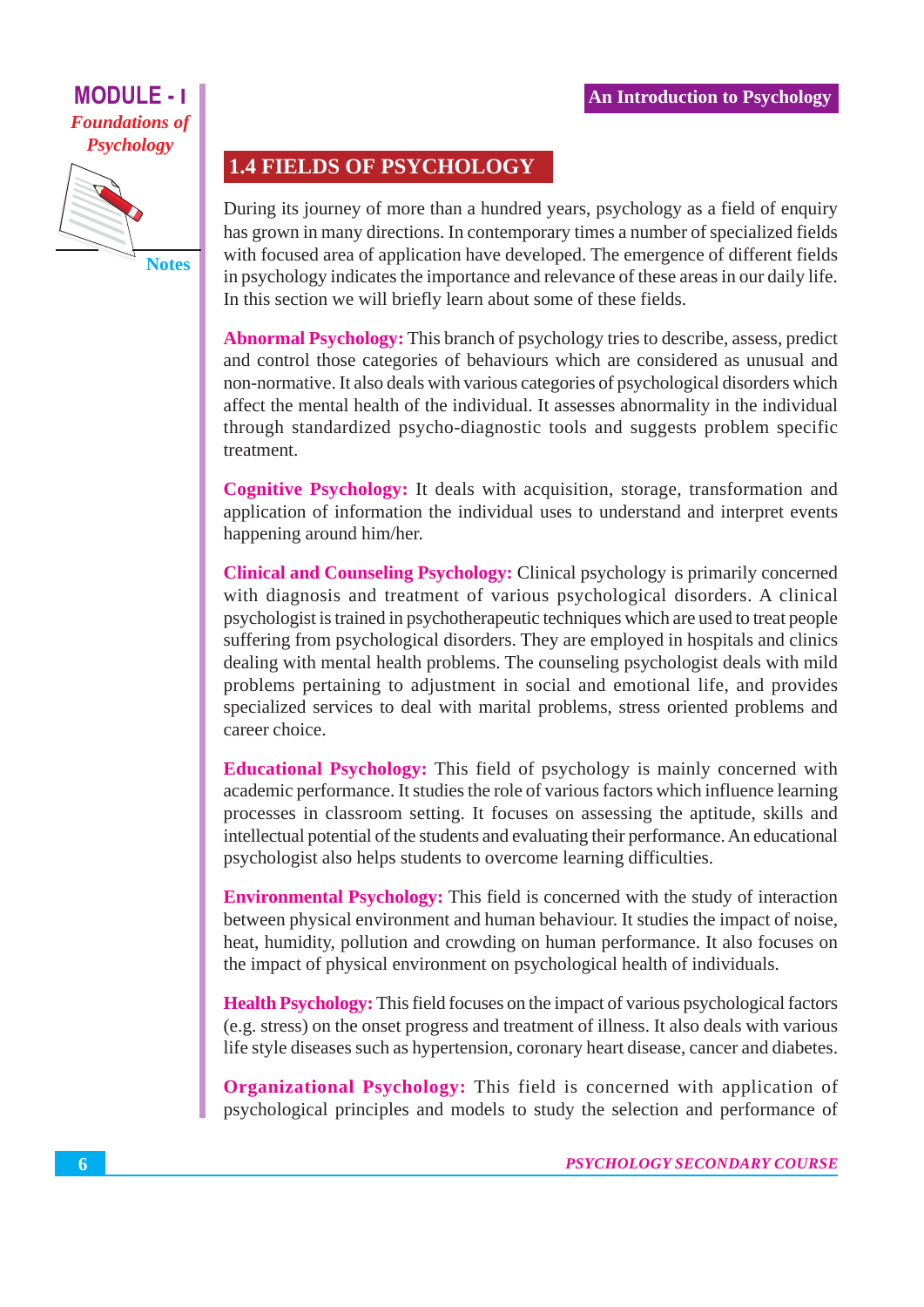## 1.4 FIELDS OF PSYCHOLOGY

During its journey of more than a hundred years, psychology as a field of enquiry has grown in many directions. In contemporary times a number of specialized fields with focused area of application have developed. The emergence of different fields in psychology indicates the importance and relevance of these areas in our daily life. In this section we will briefly learn about some of these fields.

**Abnormal Psychology:** This branch of psychology tries to describe, assess, predict and control those categories of behaviours which are considered as unusual and non-normative. It also deals with various categories of psychological disorders which affect the mental health of the individual. It assesses abnormality in the individual through standardized psycho-diagnostic tools and suggests problem specific treatment.

**Cognitive Psychology:** It deals with acquisition, storage, transformation and application of information the individual uses to understand and interpret events happening around him/her.

**Clinical and Counseling Psychology:** Clinical psychology is primarily concerned with diagnosis and treatment of various psychological disorders. A clinical psychologist is trained in psychotherapeutic techniques which are used to treat people suffering from psychological disorders. They are employed in hospitals and clinics dealing with mental health problems. The counseling psychologist deals with mild problems pertaining to adjustment in social and emotional life, and provides specialized services to deal with marital problems, stress oriented problems and career choice.

**Educational Psychology:** This field of psychology is mainly concerned with academic performance. It studies the role of various factors which influence learning processes in classroom setting. It focuses on assessing the aptitude, skills and intellectual potential of the students and evaluating their performance. An educational psychologist also helps students to overcome learning difficulties.

**Environmental Psychology:** This field is concerned with the study of interaction between physical environment and human behaviour. It studies the impact of noise, heat, humidity, pollution and crowding on human performance. It also focuses on the impact of physical environment on psychological health of individuals.

**Health Psychology:** This field focuses on the impact of various psychological factors (e.g. stress) on the onset progress and treatment of illness. It also deals with various life style diseases such as hypertension, coronary heart disease, cancer and diabetes.

**Organizational Psychology:** This field is concerned with application of psychological principles and models to study the selection and performance of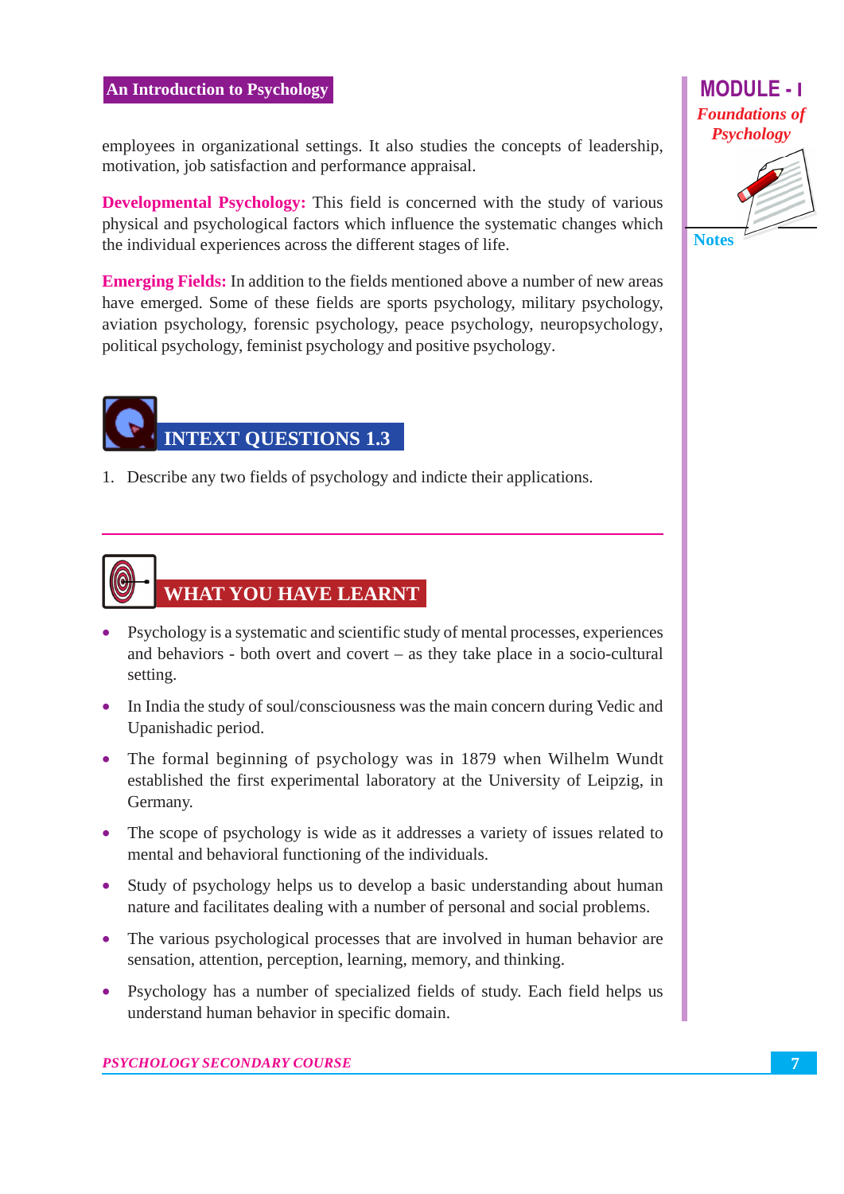employees in organizational settings. It also studies the concepts of leadership, motivation, job satisfaction and performance appraisal.

**Developmental Psychology:** This field is concerned with the study of various physical and psychological factors which influence the systematic changes which the individual experiences across the different stages of life.

**Emerging Fields:** In addition to the fields mentioned above a number of new areas have emerged. Some of these fields are sports psychology, military psychology, aviation psychology, forensic psychology, peace psychology, neuropsychology, political psychology, feminist psychology and positive psychology.

## INTEXT QUESTIONS 1.3

1. Describe any two fields of psychology and indicte their applications.

---

## WHAT YOU HAVE LEARNT

- Psychology is a systematic and scientific study of mental processes, experiences and behaviors - both overt and covert – as they take place in a socio-cultural setting.
- In India the study of soul/consciousness was the main concern during Vedic and Upanishadic period.
- The formal beginning of psychology was in 1879 when Wilhelm Wundt established the first experimental laboratory at the University of Leipzig, in Germany.
- The scope of psychology is wide as it addresses a variety of issues related to mental and behavioral functioning of the individuals.
- Study of psychology helps us to develop a basic understanding about human nature and facilitates dealing with a number of personal and social problems.
- The various psychological processes that are involved in human behavior are sensation, attention, perception, learning, memory, and thinking.
- Psychology has a number of specialized fields of study. Each field helps us understand human behavior in specific domain.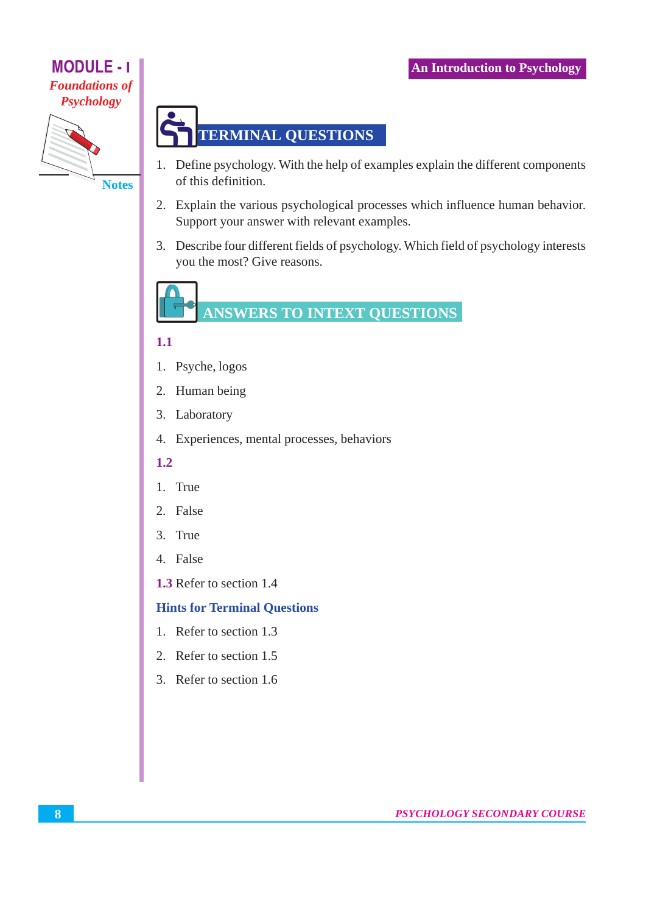## TERMINAL QUESTIONS

1. Define psychology. With the help of examples explain the different components of this definition.
2. Explain the various psychological processes which influence human behavior. Support your answer with relevant examples.
3. Describe four different fields of psychology. Which field of psychology interests you the most? Give reasons.

## ANSWERS TO INTEXT QUESTIONS

**1.1**

1. Psyche, logos
2. Human being
3. Laboratory
4. Experiences, mental processes, behaviors

**1.2**

1. True
2. False
3. True
4. False

**1.3** Refer to section 1.4

### Hints for Terminal Questions

1. Refer to section 1.3
2. Refer to section 1.5
3. Refer to section 1.6